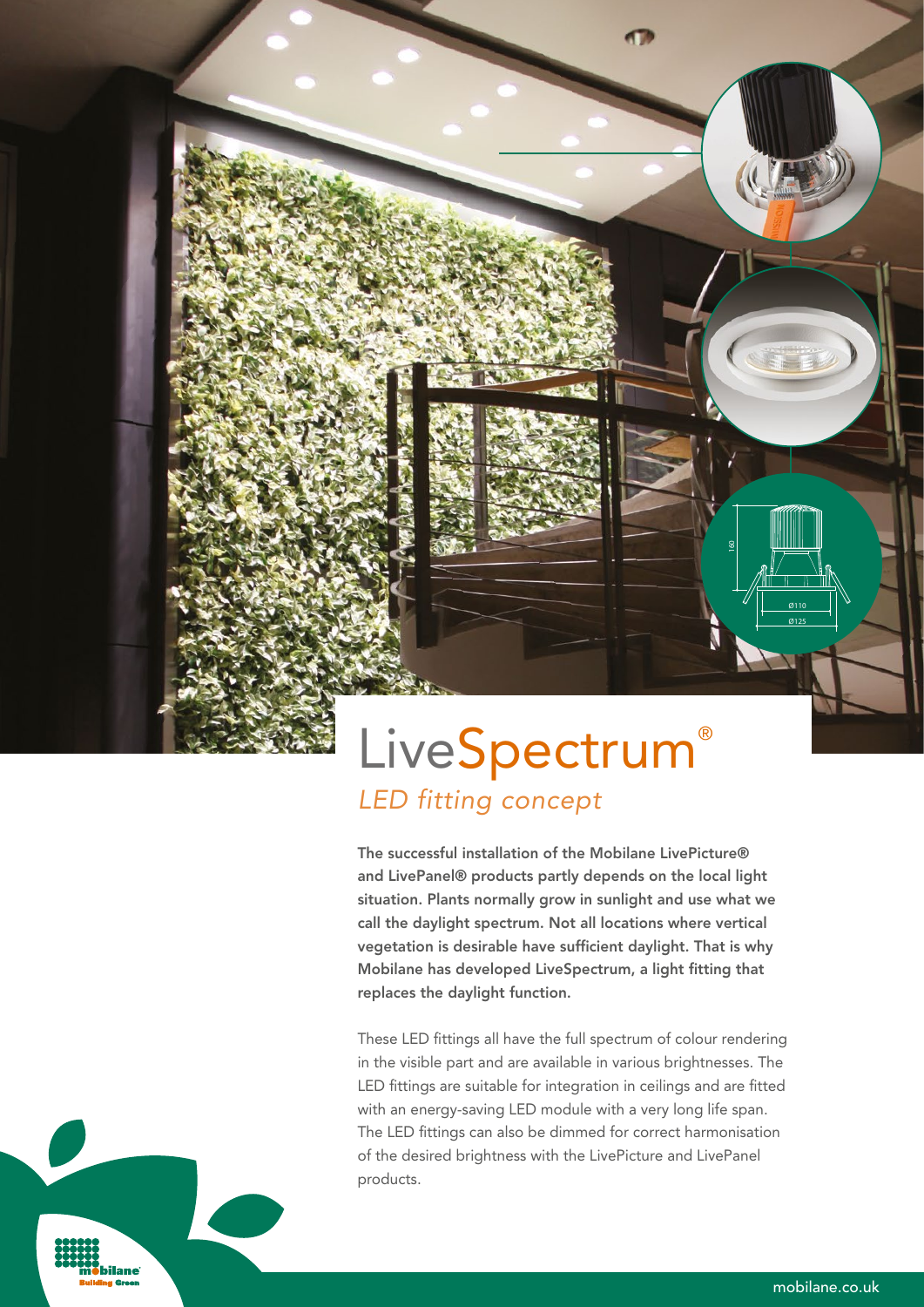# LiveSpectrum®

## *LED fitting concept*

**The successful installation of the Mobilane LivePicture® and LivePanel® products partly depends on the local light situation. Plants normally grow in sunlight and use what we call the daylight spectrum. Not all locations where vertical vegetation is desirable have sufficient daylight. That is why Mobilane has developed LiveSpectrum, a light fitting that replaces the daylight function.**

These LED fittings all have the full spectrum of colour rendering in the visible part and are available in various brightnesses. The LED fittings are suitable for integration in ceilings and are fitted with an energy-saving LED module with a very long life span. The LED fittings can also be dimmed for correct harmonisation of the desired brightness with the LivePicture and LivePanel products.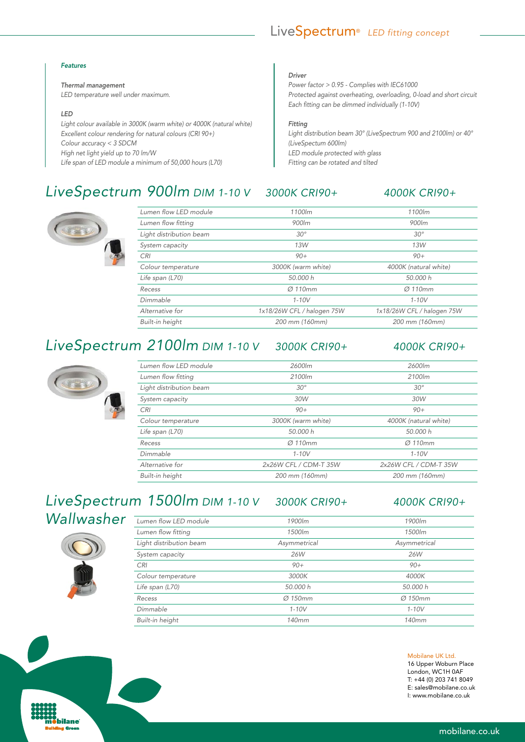# LiveSpectrum® *LED fitting concept*

*Features*

*Thermal management*
*LED temperature well under maximum.*

*LED*
*Light colour available in 3000K (warm white) or 4000K (natural white)*
*Excellent colour rendering for natural colours (CRI 90+)*
*Colour accuracy < 3 SDCM*
*High net light yield up to 70 lm/W*
*Life span of LED module a minimum of 50,000 hours (L70)*

*Driver*
*Power factor > 0.95 - Complies with IEC61000*
*Protected against overheating, overloading, 0-load and short circuit*
*Each fitting can be dimmed individually (1-10V)*

*Fitting*
*Light distribution beam 30° (LiveSpectrum 900 and 2100lm) or 40° (LiveSpectum 600lm)*
*LED module protected with glass*
*Fitting can be rotated and tilted*

## *LiveSpectrum 900lm DIM 1-10 V*

| | 3000K CRI90+ | 4000K CRI90+ |
|---|---|---|
| Lumen flow LED module | 1100lm | 1100lm |
| Lumen flow fitting | 900lm | 900lm |
| Light distribution beam | 30° | 30° |
| System capacity | 13W | 13W |
| CRI | 90+ | 90+ |
| Colour temperature | 3000K (warm white) | 4000K (natural white) |
| Life span (L70) | 50.000 h | 50.000 h |
| Recess | Ø 110mm | Ø 110mm |
| Dimmable | 1-10V | 1-10V |
| Alternative for | 1x18/26W CFL / halogen 75W | 1x18/26W CFL / halogen 75W |
| Built-in height | 200 mm (160mm) | 200 mm (160mm) |

## *LiveSpectrum 2100lm DIM 1-10 V*

| | 3000K CRI90+ | 4000K CRI90+ |
|---|---|---|
| Lumen flow LED module | 2600lm | 2600lm |
| Lumen flow fitting | 2100lm | 2100lm |
| Light distribution beam | 30° | 30° |
| System capacity | 30W | 30W |
| CRI | 90+ | 90+ |
| Colour temperature | 3000K (warm white) | 4000K (natural white) |
| Life span (L70) | 50.000 h | 50.000 h |
| Recess | Ø 110mm | Ø 110mm |
| Dimmable | 1-10V | 1-10V |
| Alternative for | 2x26W CFL / CDM-T 35W | 2x26W CFL / CDM-T 35W |
| Built-in height | 200 mm (160mm) | 200 mm (160mm) |

## *LiveSpectrum 1500lm DIM 1-10 V Wallwasher*

| | 3000K CRI90+ | 4000K CRI90+ |
|---|---|---|
| Lumen flow LED module | 1900lm | 1900lm |
| Lumen flow fitting | 1500lm | 1500lm |
| Light distribution beam | Asymmetrical | Asymmetrical |
| System capacity | 26W | 26W |
| CRI | 90+ | 90+ |
| Colour temperature | 3000K | 4000K |
| Life span (L70) | 50.000 h | 50.000 h |
| Recess | Ø 150mm | Ø 150mm |
| Dimmable | 1-10V | 1-10V |
| Built-in height | 140mm | 140mm |

Mobilane UK Ltd.
16 Upper Woburn Place
London, WC1H 0AF
T: +44 (0) 203 741 8049
E: sales@mobilane.co.uk
I: www.mobilane.co.uk

mobilane
Building Green

mobilane.co.uk